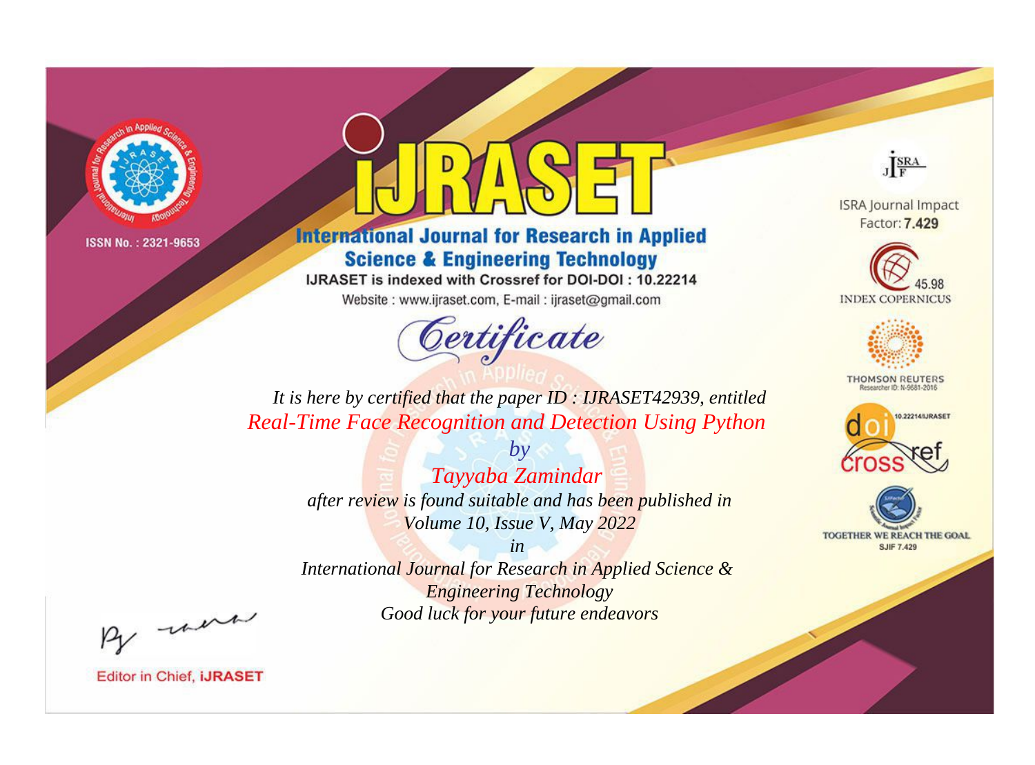ISSN No. : 2321-9653

# iJRASET

## International Journal for Research in Applied Science & Engineering Technology

IJRASET is indexed with Crossref for DOI-DOI : 10.22214

Website : www.ijraset.com, E-mail : ijraset@gmail.com

ISRA Journal Impact Factor: **7.429**

45.98 INDEX COPERNICUS

THOMSON REUTERS Researcher ID: N-9681-2016

10.22214/IJRASET

TOGETHER WE REACH THE GOAL SJIF 7.429

# *Certificate*

*It is here by certified that the paper ID : IJRASET42939, entitled*

*Real-Time Face Recognition and Detection Using Python*

*by*

*Tayyaba Zamindar*

*after review is found suitable and has been published in*

*Volume 10, Issue V, May 2022*

*in*

*International Journal for Research in Applied Science & Engineering Technology*

*Good luck for your future endeavors*

Editor in Chief, **iJRASET**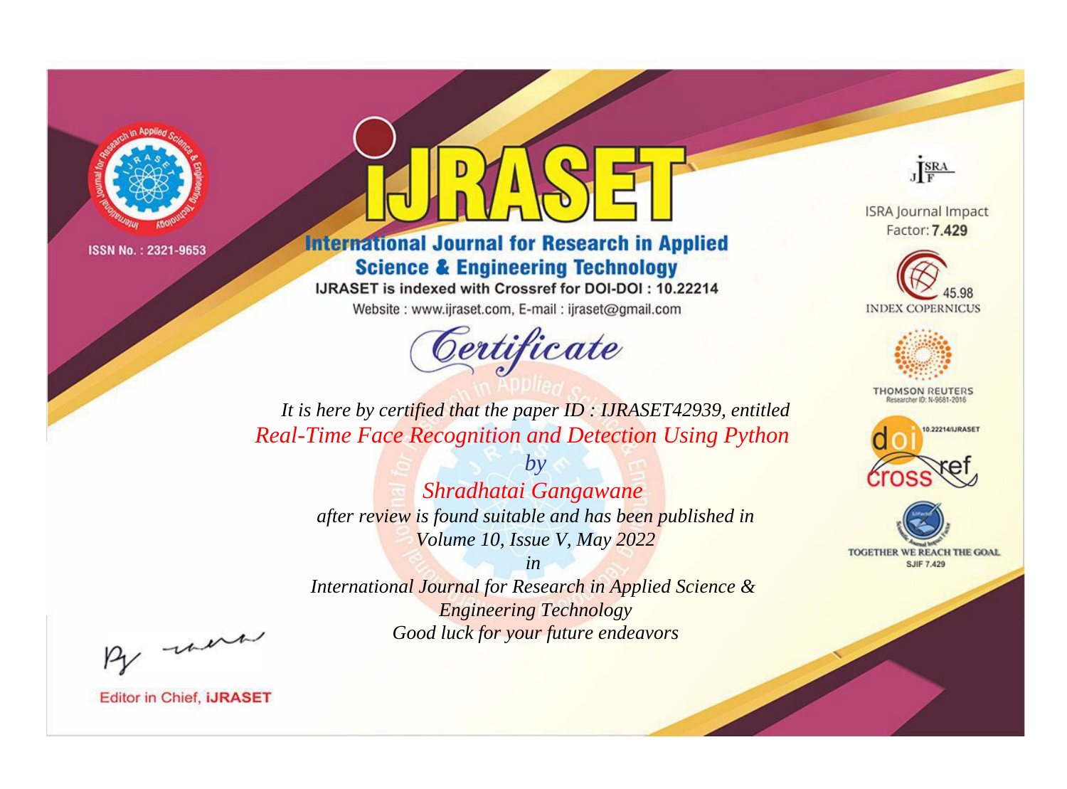ISSN No. : 2321-9653

# iJRASET

## International Journal for Research in Applied Science & Engineering Technology

IJRASET is indexed with Crossref for DOI-DOI : 10.22214

Website : www.ijraset.com, E-mail : ijraset@gmail.com

# Certificate

*It is here by certified that the paper ID : IJRASET42939, entitled*

*Real-Time Face Recognition and Detection Using Python*

*by*

*Shradhatai Gangawane*

*after review is found suitable and has been published in*

*Volume 10, Issue V, May 2022*

*in*

*International Journal for Research in Applied Science & Engineering Technology*

*Good luck for your future endeavors*

ISRA Journal Impact Factor: **7.429**

45.98 INDEX COPERNICUS

THOMSON REUTERS Researcher ID: N-9681-2016

10.22214/IJRASET

TOGETHER WE REACH THE GOAL SJIF 7.429

Editor in Chief, **iJRASET**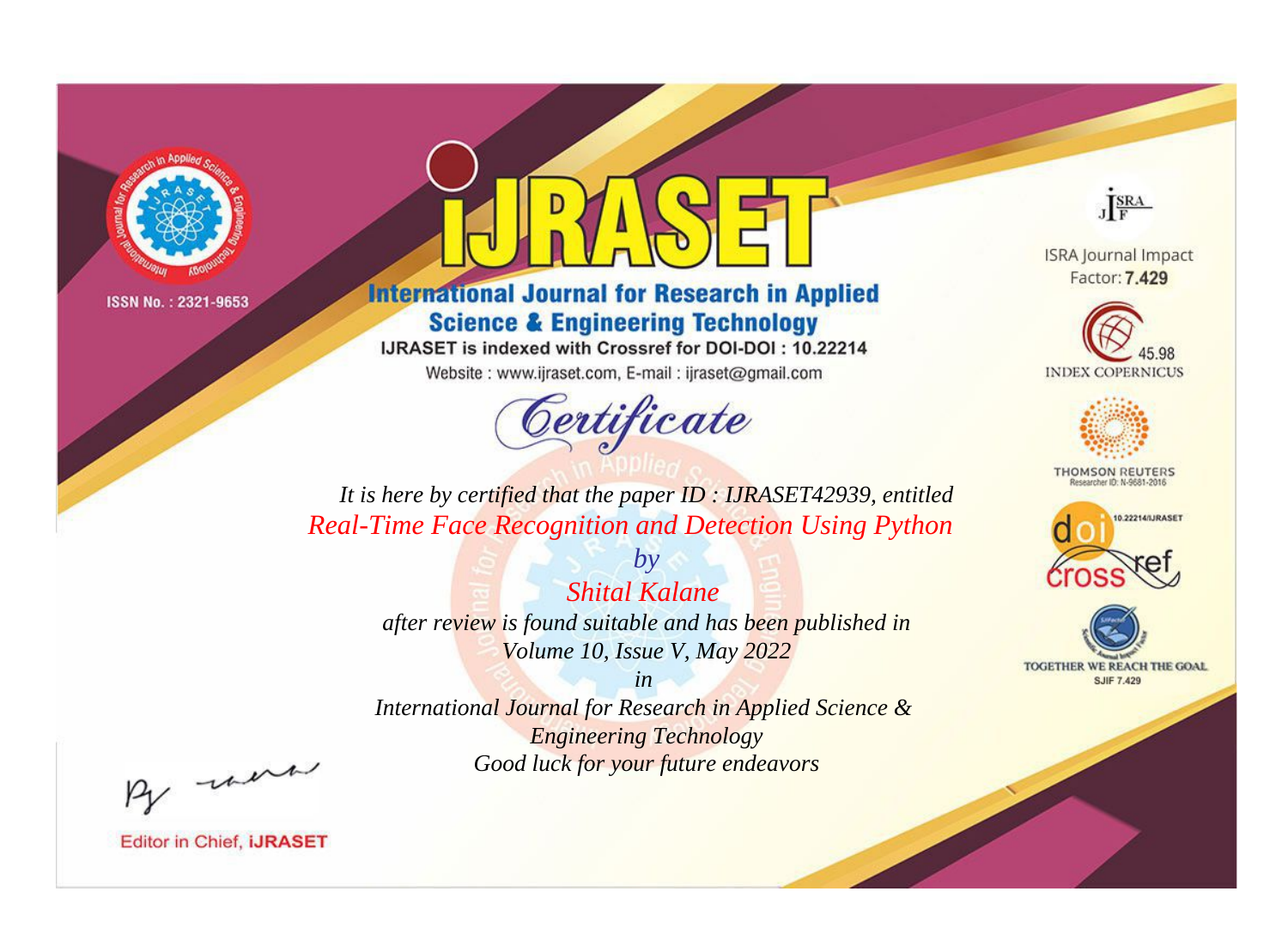ISSN No. : 2321-9653

# iJRASET

## International Journal for Research in Applied Science & Engineering Technology

IJRASET is indexed with Crossref for DOI-DOI : 10.22214

Website : www.ijraset.com, E-mail : ijraset@gmail.com

# Certificate

*It is here by certified that the paper ID : IJRASET42939, entitled*

*Real-Time Face Recognition and Detection Using Python*

*by*

*Shital Kalane*

*after review is found suitable and has been published in*

*Volume 10, Issue V, May 2022*

*in*

*International Journal for Research in Applied Science & Engineering Technology*

*Good luck for your future endeavors*

ISRA Journal Impact Factor: **7.429**

45.98 INDEX COPERNICUS

THOMSON REUTERS Researcher ID: N-9681-2016

10.22214/IJRASET

TOGETHER WE REACH THE GOAL SJIF 7.429

Editor in Chief, **iJRASET**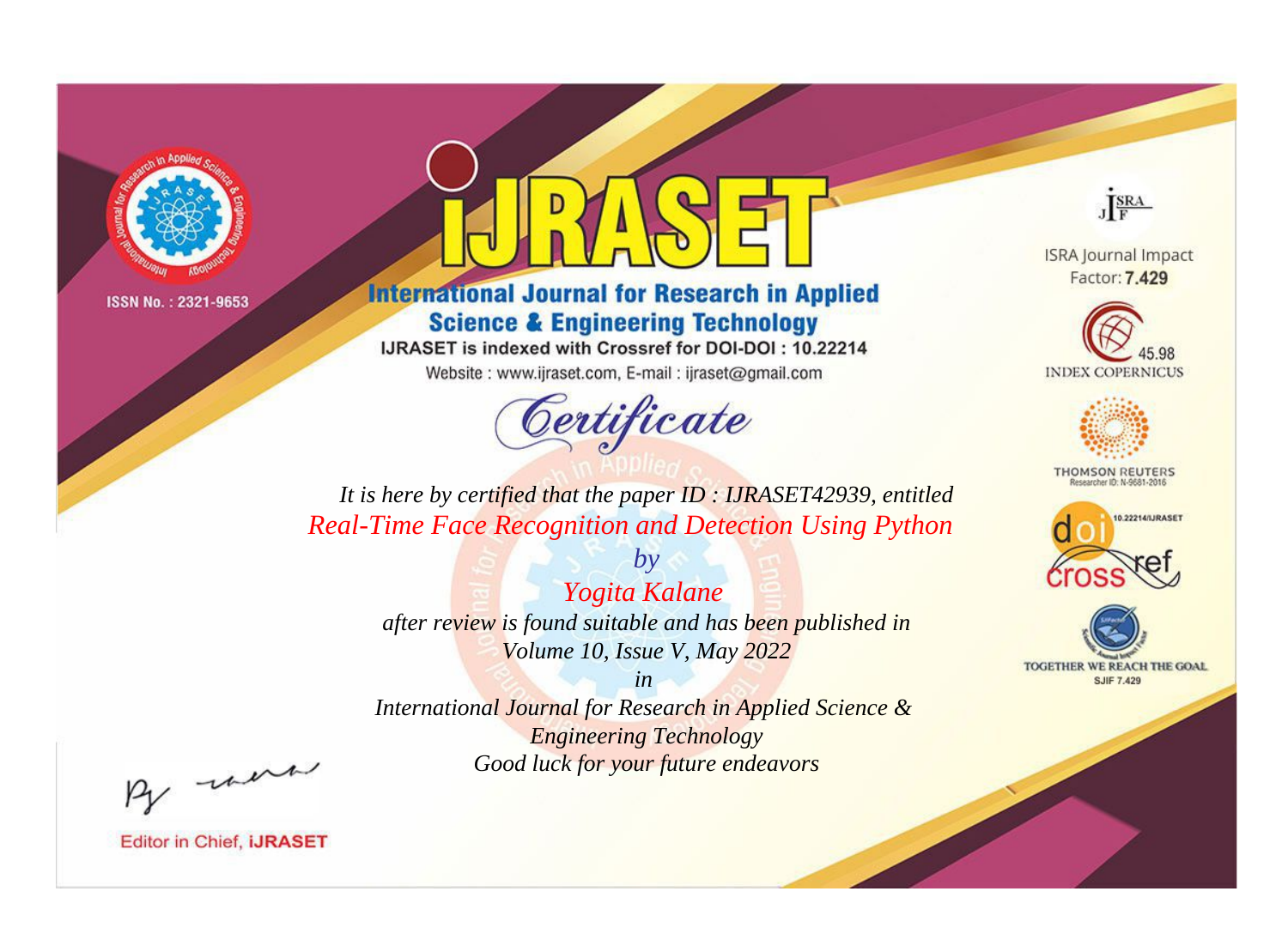ISSN No. : 2321-9653

# IJRASET

## International Journal for Research in Applied Science & Engineering Technology

IJRASET is indexed with Crossref for DOI-DOI : 10.22214

Website : www.ijraset.com, E-mail : ijraset@gmail.com

ISRA Journal Impact Factor: **7.429**

45.98 INDEX COPERNICUS

THOMSON REUTERS Researcher ID: N-9681-2016

10.22214/IJRASET

TOGETHER WE REACH THE GOAL SJIF 7.429

*Certificate*

*It is here by certified that the paper ID : IJRASET42939, entitled*

*Real-Time Face Recognition and Detection Using Python*

*by*

*Yogita Kalane*

*after review is found suitable and has been published in*

*Volume 10, Issue V, May 2022*

*in*

*International Journal for Research in Applied Science & Engineering Technology*

*Good luck for your future endeavors*

Editor in Chief, **IJRASET**